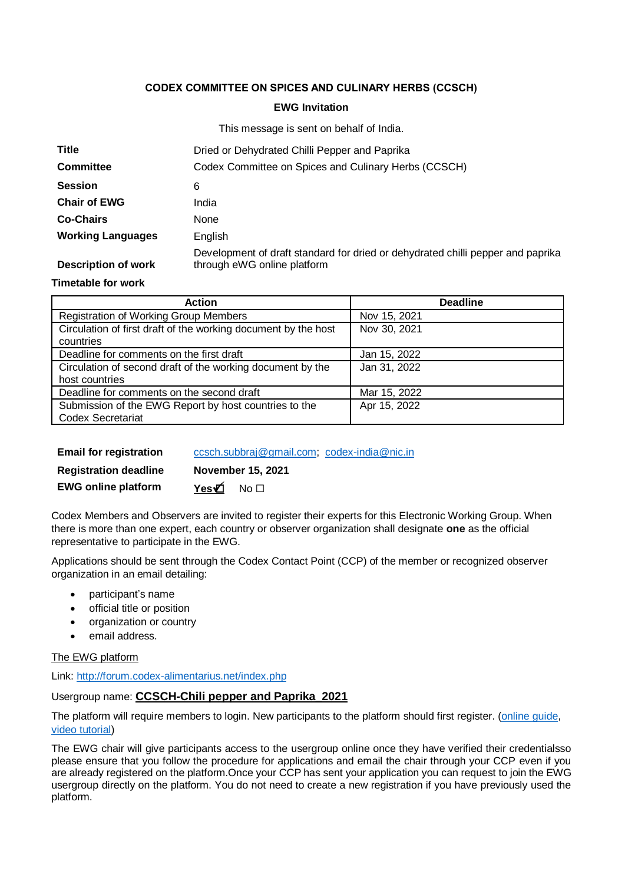**CODEX COMMITTEE ON SPICES AND CULINARY HERBS (CCSCH)**

**EWG Invitation**

This message is sent on behalf of India.

| | |
|---|---|
| **Title** | Dried or Dehydrated Chilli Pepper and Paprika |
| **Committee** | Codex Committee on Spices and Culinary Herbs (CCSCH) |
| **Session** | 6 |
| **Chair of EWG** | India |
| **Co-Chairs** | None |
| **Working Languages** | English |
| **Description of work** | Development of draft standard for dried or dehydrated chilli pepper and paprika through eWG online platform |

**Timetable for work**

| Action | Deadline |
|---|---|
| Registration of Working Group Members | Nov 15, 2021 |
| Circulation of first draft of the working document by the host countries | Nov 30, 2021 |
| Deadline for comments on the first draft | Jan 15, 2022 |
| Circulation of second draft of the working document by the host countries | Jan 31, 2022 |
| Deadline for comments on the second draft | Mar 15, 2022 |
| Submission of the EWG Report by host countries to the Codex Secretariat | Apr 15, 2022 |

| | |
|---|---|
| **Email for registration** | ccsch.subbraj@gmail.com; codex-india@nic.in |
| **Registration deadline** | **November 15, 2021** |
| **EWG online platform** | **Yes☑** No ☐ |

Codex Members and Observers are invited to register their experts for this Electronic Working Group. When there is more than one expert, each country or observer organization shall designate **one** as the official representative to participate in the EWG.

Applications should be sent through the Codex Contact Point (CCP) of the member or recognized observer organization in an email detailing:

- participant's name
- official title or position
- organization or country
- email address.

The EWG platform

Link: http://forum.codex-alimentarius.net/index.php

Usergroup name: **CCSCH-Chili pepper and Paprika_2021**

The platform will require members to login. New participants to the platform should first register. (online guide, video tutorial)

The EWG chair will give participants access to the usergroup online once they have verified their credentialsso please ensure that you follow the procedure for applications and email the chair through your CCP even if you are already registered on the platform.Once your CCP has sent your application you can request to join the EWG usergroup directly on the platform. You do not need to create a new registration if you have previously used the platform.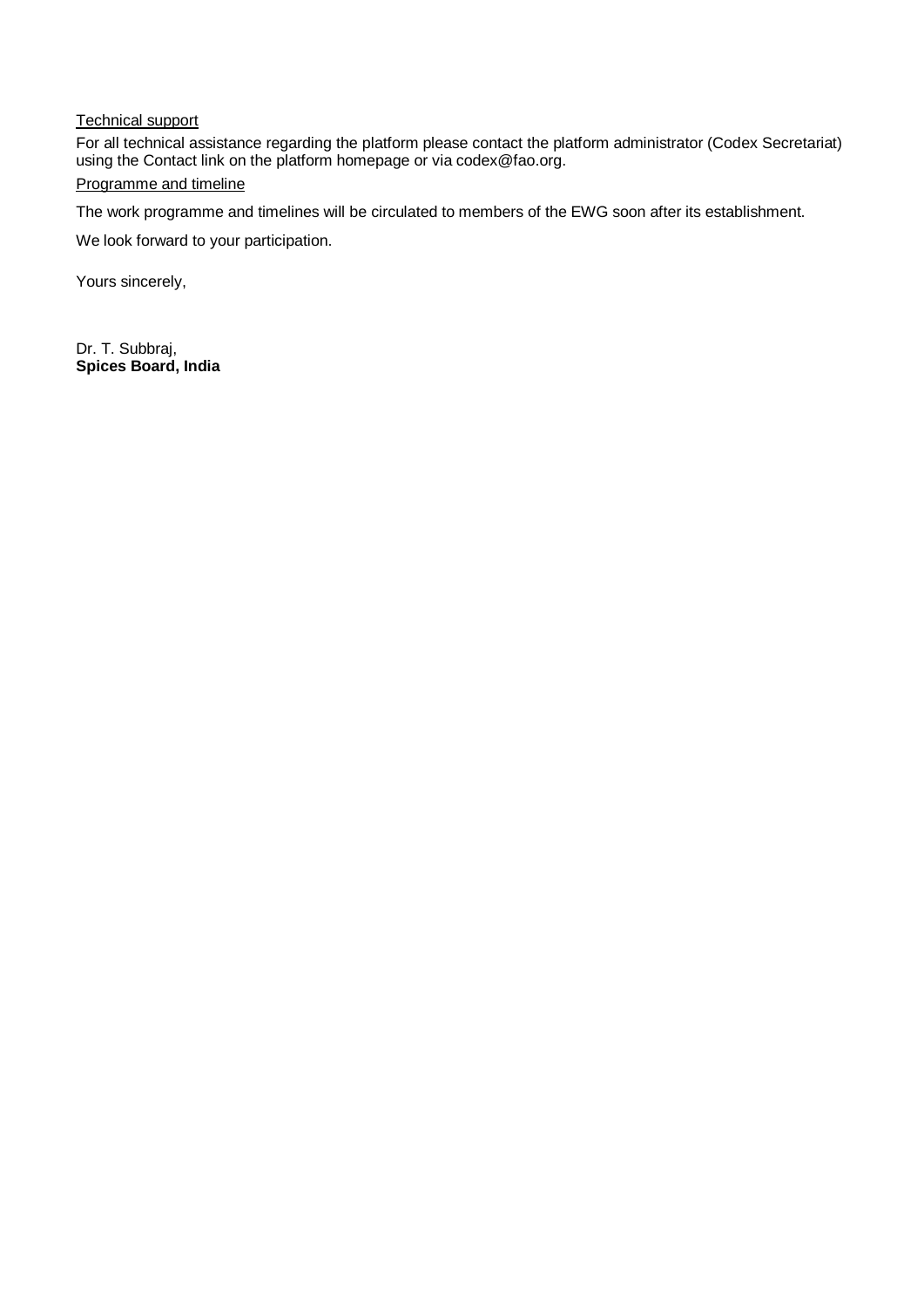<u>Technical support</u>

For all technical assistance regarding the platform please contact the platform administrator (Codex Secretariat) using the Contact link on the platform homepage or via codex@fao.org.

<u>Programme and timeline</u>

The work programme and timelines will be circulated to members of the EWG soon after its establishment.

We look forward to your participation.

Yours sincerely,

Dr. T. Subbraj,
**Spices Board, India**